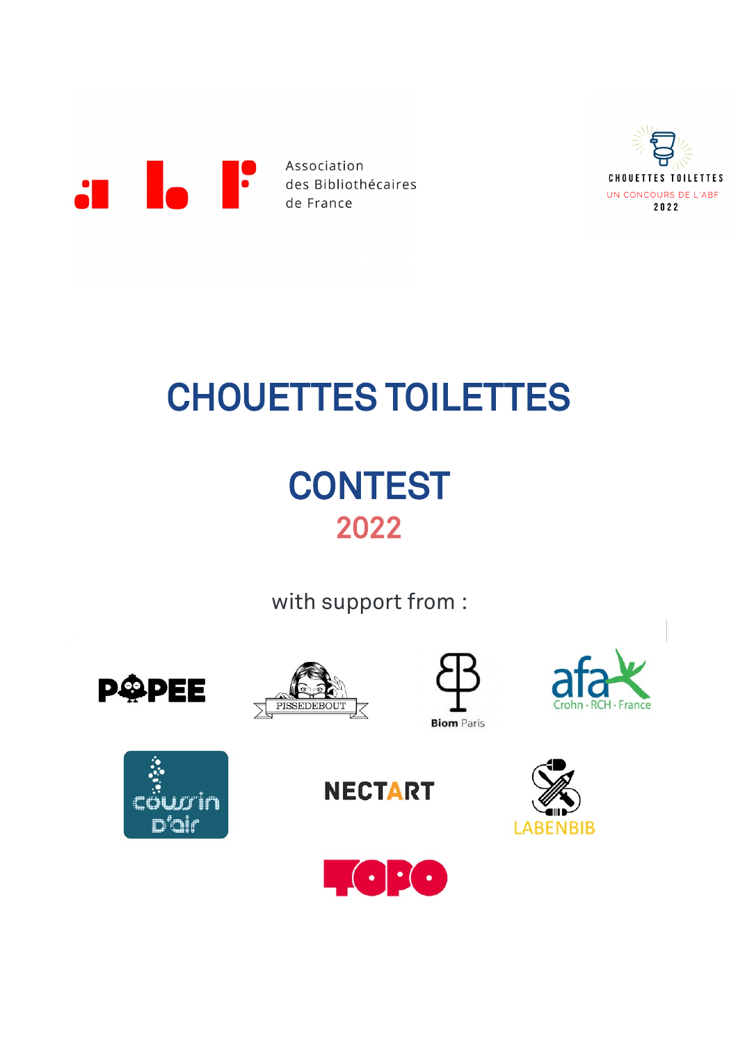Association
des Bibliothécaires
de France

CHOUETTES TOILETTES
UN CONCOURS DE L'ABF
2022

# CHOUETTES TOILETTES

# CONTEST
## 2022

with support from :

POPEE

PISSEDEBOUT

Biom Paris

afa Crohn · RCH · France

coussin D'air

NECTART

LABENBIB

TOPO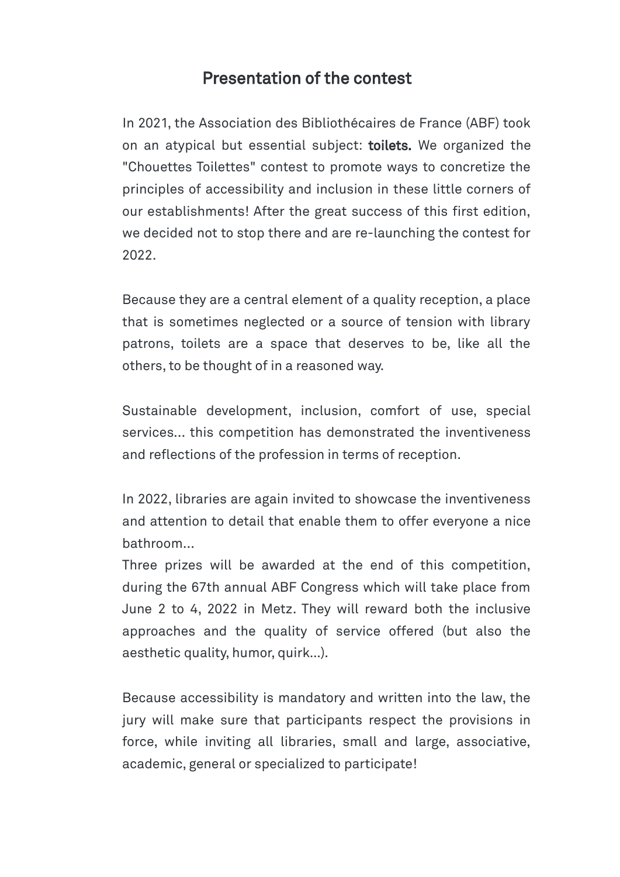## Presentation of the contest

In 2021, the Association des Bibliothécaires de France (ABF) took on an atypical but essential subject: **toilets.** We organized the "Chouettes Toilettes" contest to promote ways to concretize the principles of accessibility and inclusion in these little corners of our establishments! After the great success of this first edition, we decided not to stop there and are re-launching the contest for 2022.

Because they are a central element of a quality reception, a place that is sometimes neglected or a source of tension with library patrons, toilets are a space that deserves to be, like all the others, to be thought of in a reasoned way.

Sustainable development, inclusion, comfort of use, special services... this competition has demonstrated the inventiveness and reflections of the profession in terms of reception.

In 2022, libraries are again invited to showcase the inventiveness and attention to detail that enable them to offer everyone a nice bathroom...
Three prizes will be awarded at the end of this competition, during the 67th annual ABF Congress which will take place from June 2 to 4, 2022 in Metz. They will reward both the inclusive approaches and the quality of service offered (but also the aesthetic quality, humor, quirk...).

Because accessibility is mandatory and written into the law, the jury will make sure that participants respect the provisions in force, while inviting all libraries, small and large, associative, academic, general or specialized to participate!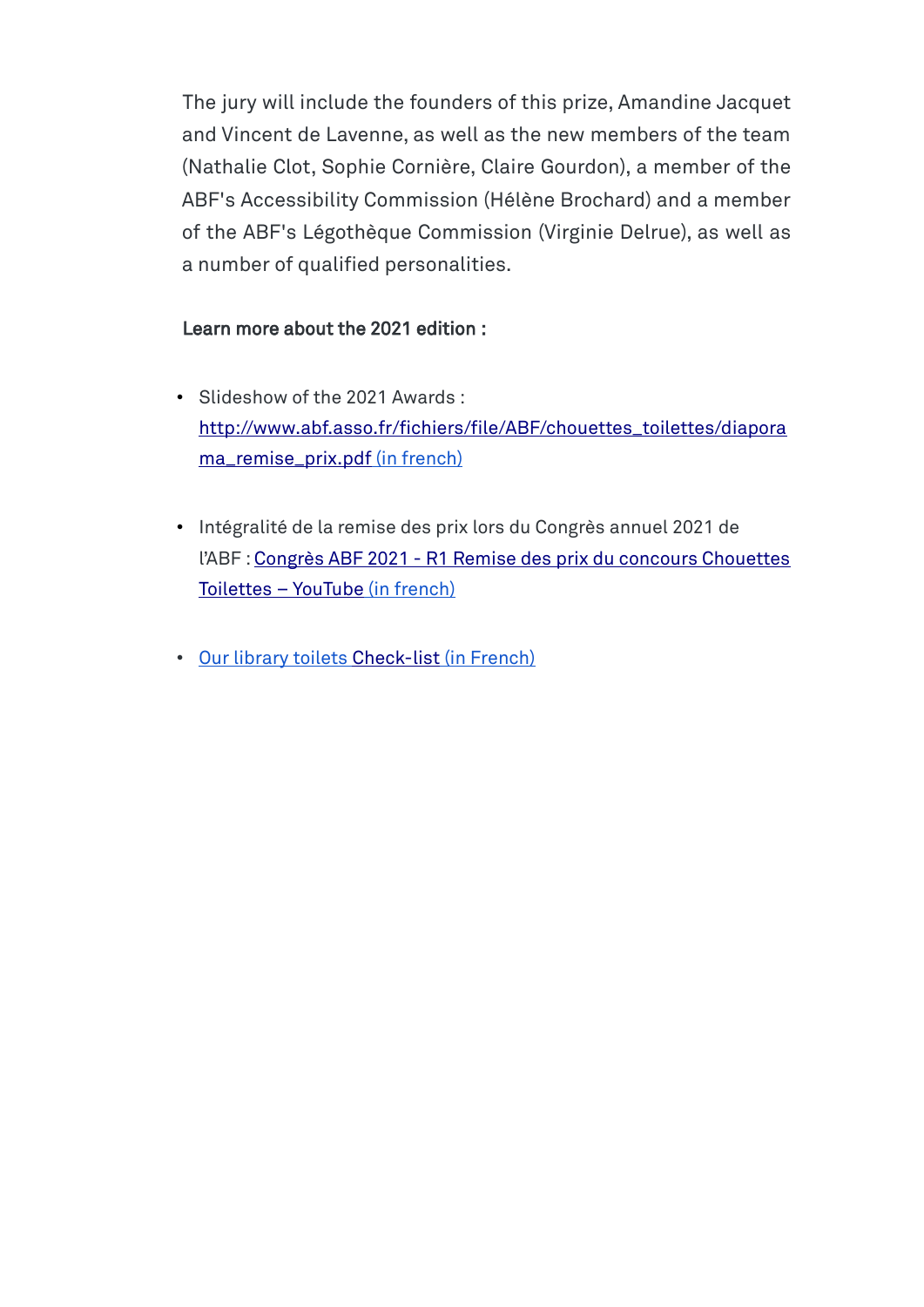The jury will include the founders of this prize, Amandine Jacquet and Vincent de Lavenne, as well as the new members of the team (Nathalie Clot, Sophie Cornière, Claire Gourdon), a member of the ABF's Accessibility Commission (Hélène Brochard) and a member of the ABF's Légothèque Commission (Virginie Delrue), as well as a number of qualified personalities.

**Learn more about the 2021 edition :**

- Slideshow of the 2021 Awards : http://www.abf.asso.fr/fichiers/file/ABF/chouettes_toilettes/diaporama_remise_prix.pdf (in french)

- Intégralité de la remise des prix lors du Congrès annuel 2021 de l'ABF : Congrès ABF 2021 - R1 Remise des prix du concours Chouettes Toilettes – YouTube (in french)

- Our library toilets Check-list (in French)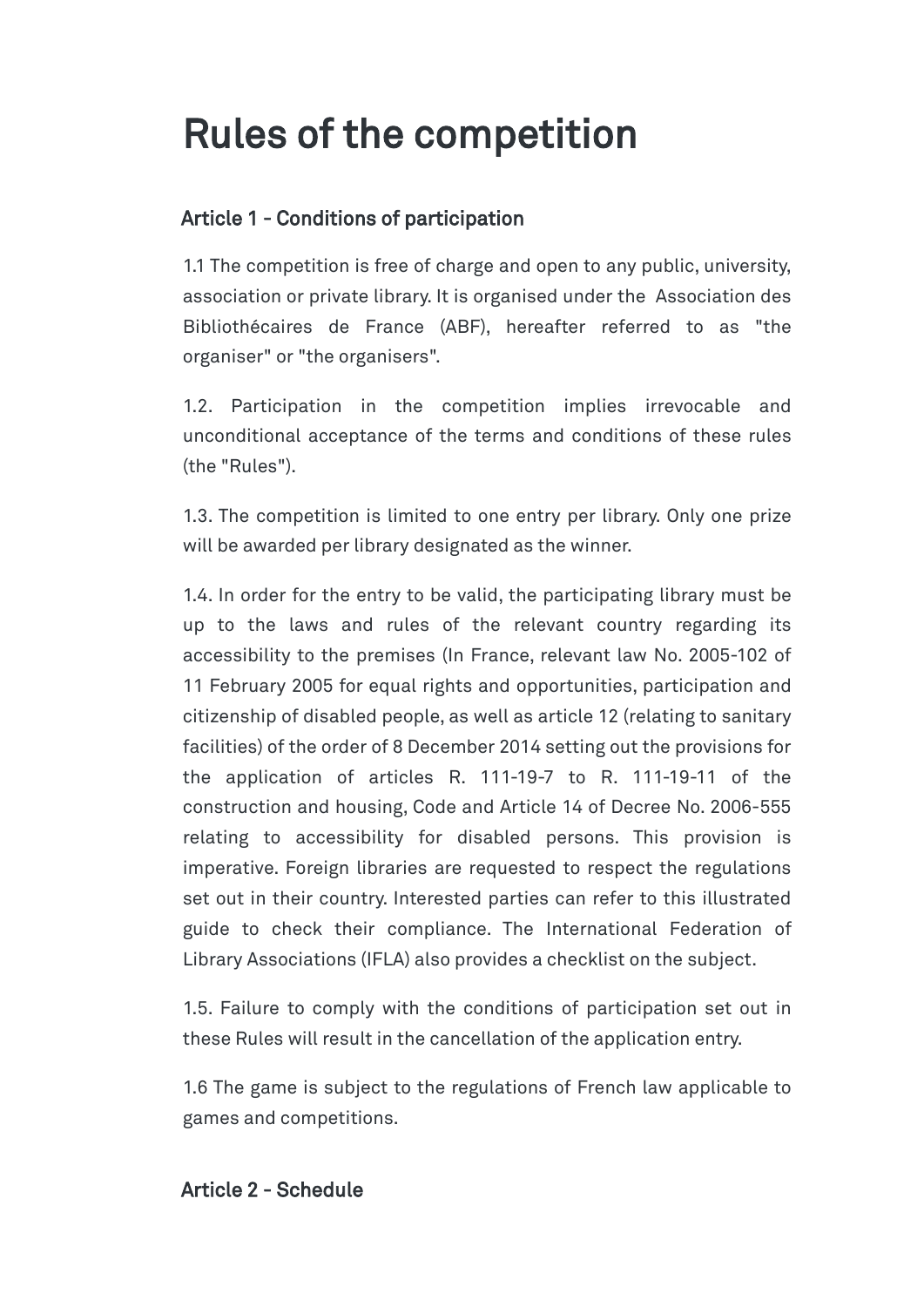# Rules of the competition

## Article 1 - Conditions of participation

1.1 The competition is free of charge and open to any public, university, association or private library. It is organised under the Association des Bibliothécaires de France (ABF), hereafter referred to as "the organiser" or "the organisers".

1.2. Participation in the competition implies irrevocable and unconditional acceptance of the terms and conditions of these rules (the "Rules").

1.3. The competition is limited to one entry per library. Only one prize will be awarded per library designated as the winner.

1.4. In order for the entry to be valid, the participating library must be up to the laws and rules of the relevant country regarding its accessibility to the premises (In France, relevant law No. 2005-102 of 11 February 2005 for equal rights and opportunities, participation and citizenship of disabled people, as well as article 12 (relating to sanitary facilities) of the order of 8 December 2014 setting out the provisions for the application of articles R. 111-19-7 to R. 111-19-11 of the construction and housing, Code and Article 14 of Decree No. 2006-555 relating to accessibility for disabled persons. This provision is imperative. Foreign libraries are requested to respect the regulations set out in their country. Interested parties can refer to this illustrated guide to check their compliance. The International Federation of Library Associations (IFLA) also provides a checklist on the subject.

1.5. Failure to comply with the conditions of participation set out in these Rules will result in the cancellation of the application entry.

1.6 The game is subject to the regulations of French law applicable to games and competitions.

## Article 2 - Schedule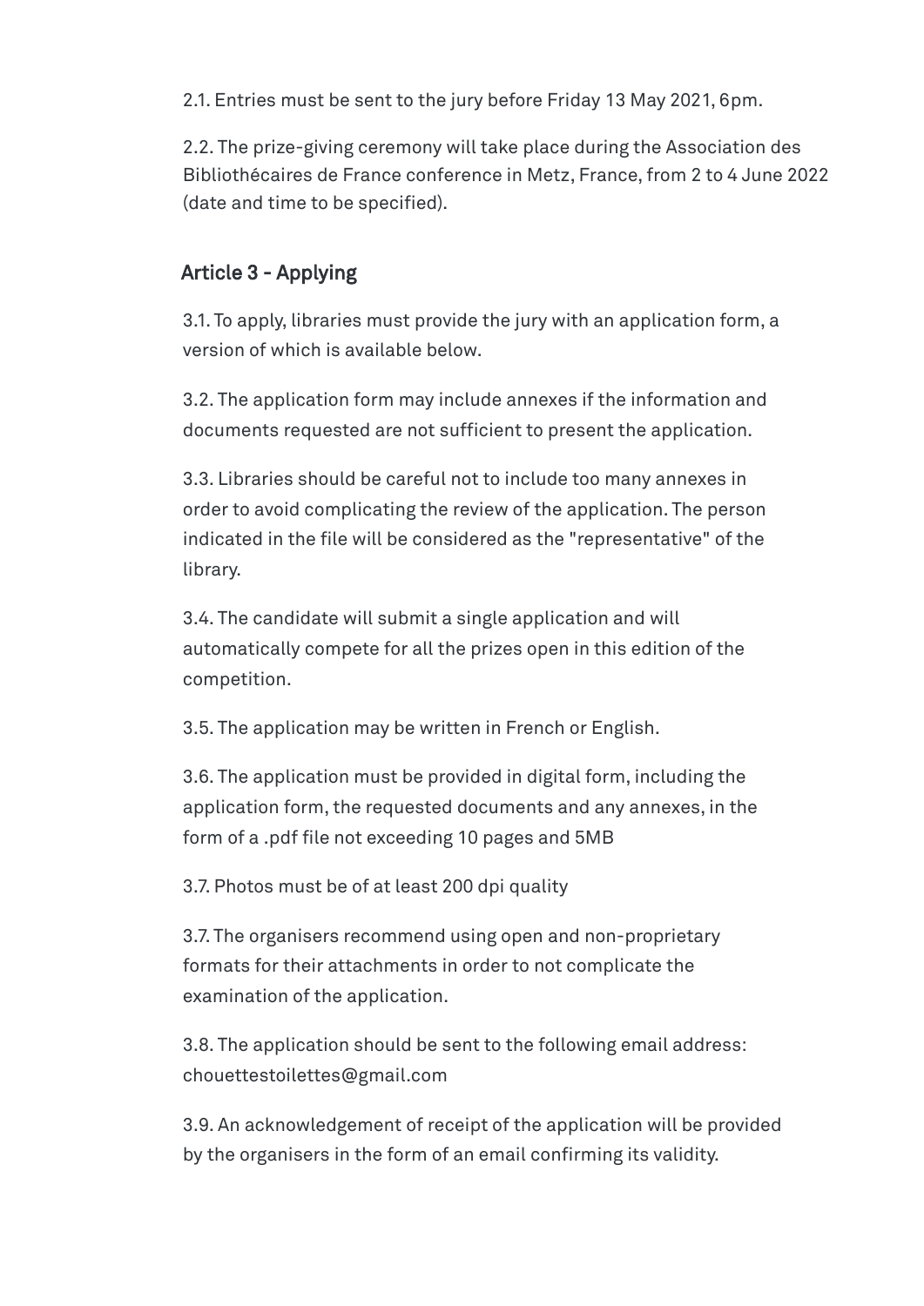2.1. Entries must be sent to the jury before Friday 13 May 2021, 6pm.

2.2. The prize-giving ceremony will take place during the Association des Bibliothécaires de France conference in Metz, France, from 2 to 4 June 2022 (date and time to be specified).

## Article 3 - Applying

3.1. To apply, libraries must provide the jury with an application form, a version of which is available below.

3.2. The application form may include annexes if the information and documents requested are not sufficient to present the application.

3.3. Libraries should be careful not to include too many annexes in order to avoid complicating the review of the application. The person indicated in the file will be considered as the "representative" of the library.

3.4. The candidate will submit a single application and will automatically compete for all the prizes open in this edition of the competition.

3.5. The application may be written in French or English.

3.6. The application must be provided in digital form, including the application form, the requested documents and any annexes, in the form of a .pdf file not exceeding 10 pages and 5MB

3.7. Photos must be of at least 200 dpi quality

3.7. The organisers recommend using open and non-proprietary formats for their attachments in order to not complicate the examination of the application.

3.8. The application should be sent to the following email address: chouettestoilettes@gmail.com

3.9. An acknowledgement of receipt of the application will be provided by the organisers in the form of an email confirming its validity.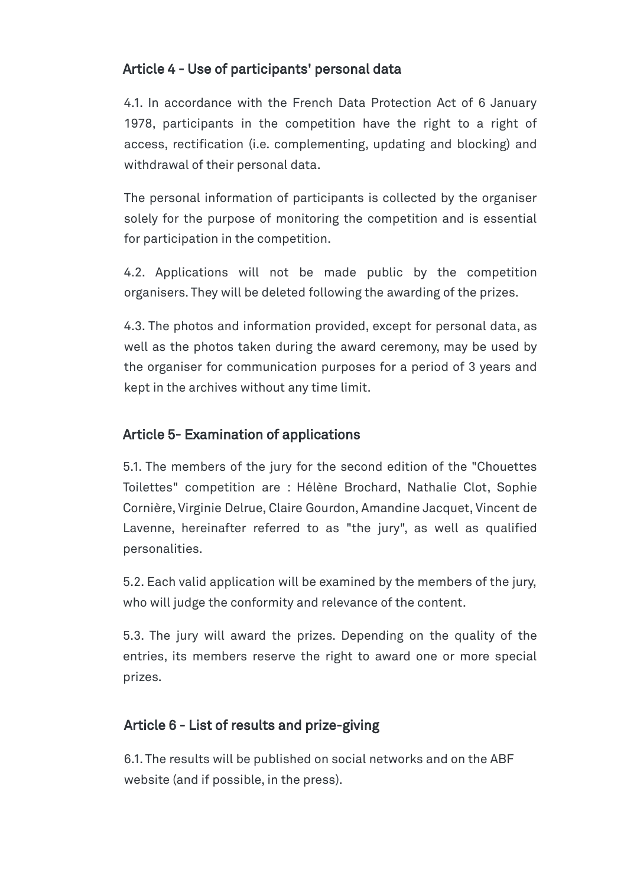## Article 4 - Use of participants' personal data

4.1. In accordance with the French Data Protection Act of 6 January 1978, participants in the competition have the right to a right of access, rectification (i.e. complementing, updating and blocking) and withdrawal of their personal data.

The personal information of participants is collected by the organiser solely for the purpose of monitoring the competition and is essential for participation in the competition.

4.2. Applications will not be made public by the competition organisers. They will be deleted following the awarding of the prizes.

4.3. The photos and information provided, except for personal data, as well as the photos taken during the award ceremony, may be used by the organiser for communication purposes for a period of 3 years and kept in the archives without any time limit.

## Article 5- Examination of applications

5.1. The members of the jury for the second edition of the "Chouettes Toilettes" competition are : Hélène Brochard, Nathalie Clot, Sophie Cornière, Virginie Delrue, Claire Gourdon, Amandine Jacquet, Vincent de Lavenne, hereinafter referred to as "the jury", as well as qualified personalities.

5.2. Each valid application will be examined by the members of the jury, who will judge the conformity and relevance of the content.

5.3. The jury will award the prizes. Depending on the quality of the entries, its members reserve the right to award one or more special prizes.

## Article 6 - List of results and prize-giving

6.1. The results will be published on social networks and on the ABF website (and if possible, in the press).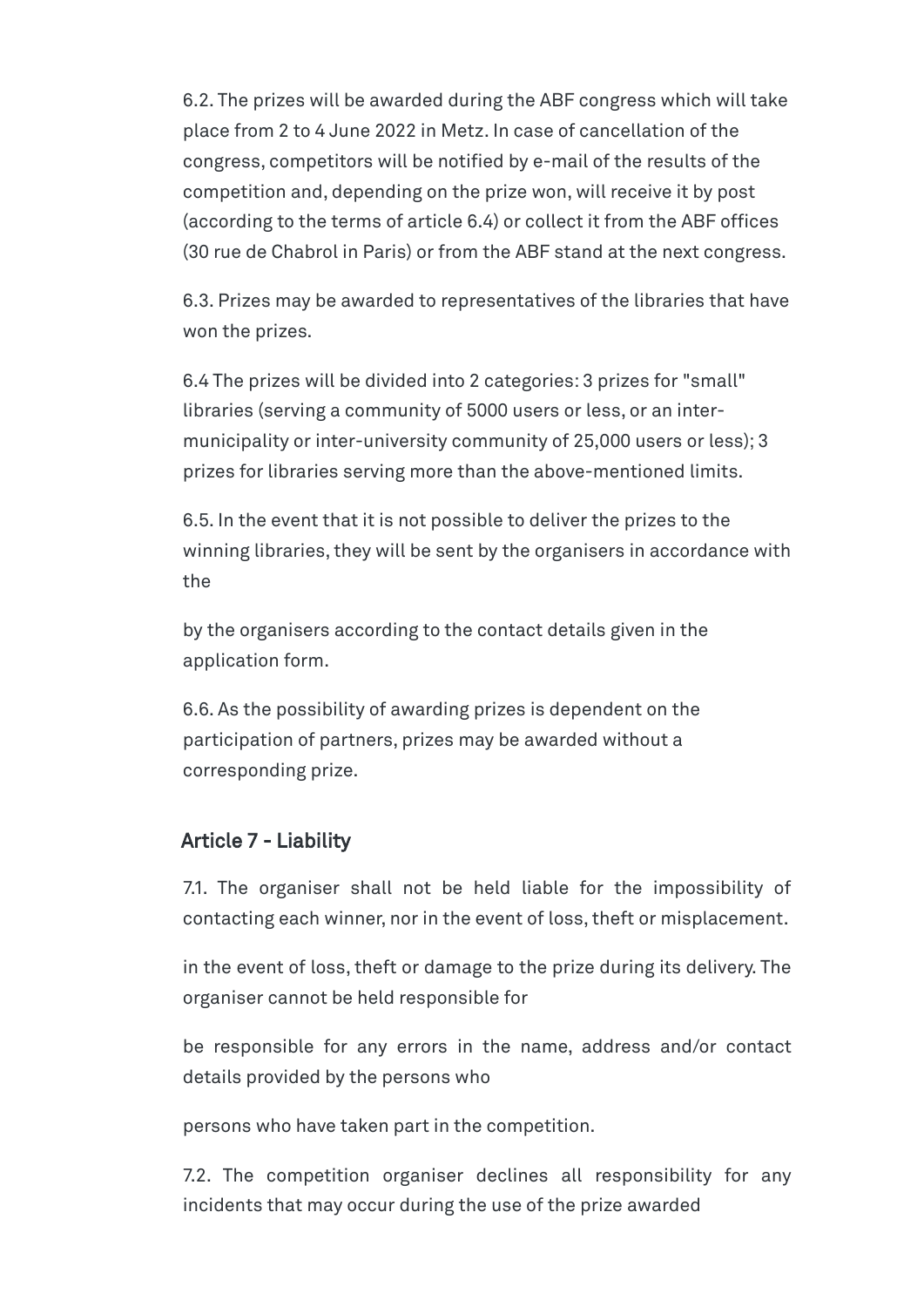6.2. The prizes will be awarded during the ABF congress which will take place from 2 to 4 June 2022 in Metz. In case of cancellation of the congress, competitors will be notified by e-mail of the results of the competition and, depending on the prize won, will receive it by post (according to the terms of article 6.4) or collect it from the ABF offices (30 rue de Chabrol in Paris) or from the ABF stand at the next congress.

6.3. Prizes may be awarded to representatives of the libraries that have won the prizes.

6.4 The prizes will be divided into 2 categories: 3 prizes for "small" libraries (serving a community of 5000 users or less, or an inter-municipality or inter-university community of 25,000 users or less); 3 prizes for libraries serving more than the above-mentioned limits.

6.5. In the event that it is not possible to deliver the prizes to the winning libraries, they will be sent by the organisers in accordance with the

by the organisers according to the contact details given in the application form.

6.6. As the possibility of awarding prizes is dependent on the participation of partners, prizes may be awarded without a corresponding prize.

## Article 7 - Liability

7.1. The organiser shall not be held liable for the impossibility of contacting each winner, nor in the event of loss, theft or misplacement.

in the event of loss, theft or damage to the prize during its delivery. The organiser cannot be held responsible for

be responsible for any errors in the name, address and/or contact details provided by the persons who

persons who have taken part in the competition.

7.2. The competition organiser declines all responsibility for any incidents that may occur during the use of the prize awarded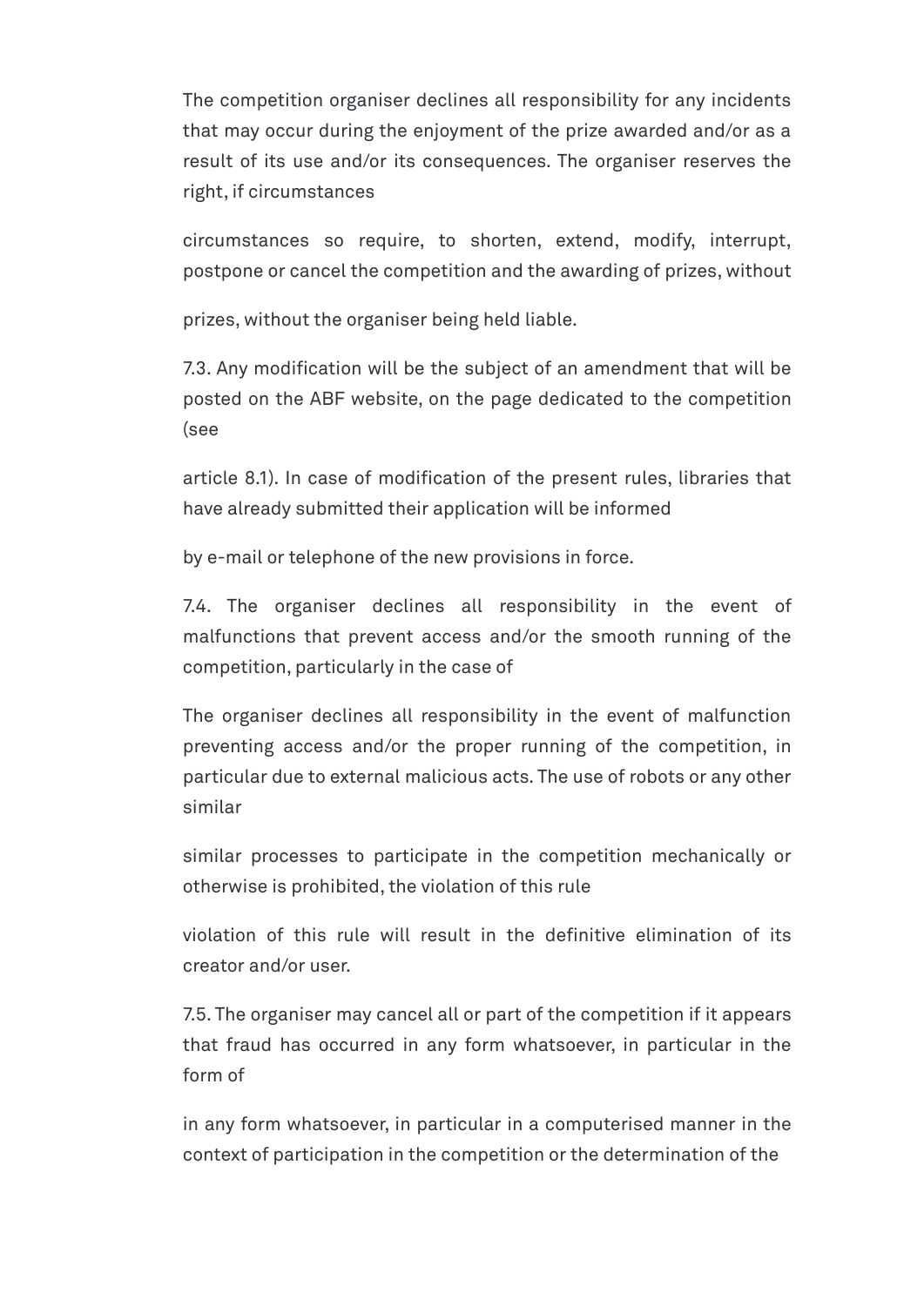The competition organiser declines all responsibility for any incidents that may occur during the enjoyment of the prize awarded and/or as a result of its use and/or its consequences. The organiser reserves the right, if circumstances

circumstances so require, to shorten, extend, modify, interrupt, postpone or cancel the competition and the awarding of prizes, without

prizes, without the organiser being held liable.

7.3. Any modification will be the subject of an amendment that will be posted on the ABF website, on the page dedicated to the competition (see

article 8.1). In case of modification of the present rules, libraries that have already submitted their application will be informed

by e-mail or telephone of the new provisions in force.

7.4. The organiser declines all responsibility in the event of malfunctions that prevent access and/or the smooth running of the competition, particularly in the case of

The organiser declines all responsibility in the event of malfunction preventing access and/or the proper running of the competition, in particular due to external malicious acts. The use of robots or any other similar

similar processes to participate in the competition mechanically or otherwise is prohibited, the violation of this rule

violation of this rule will result in the definitive elimination of its creator and/or user.

7.5. The organiser may cancel all or part of the competition if it appears that fraud has occurred in any form whatsoever, in particular in the form of

in any form whatsoever, in particular in a computerised manner in the context of participation in the competition or the determination of the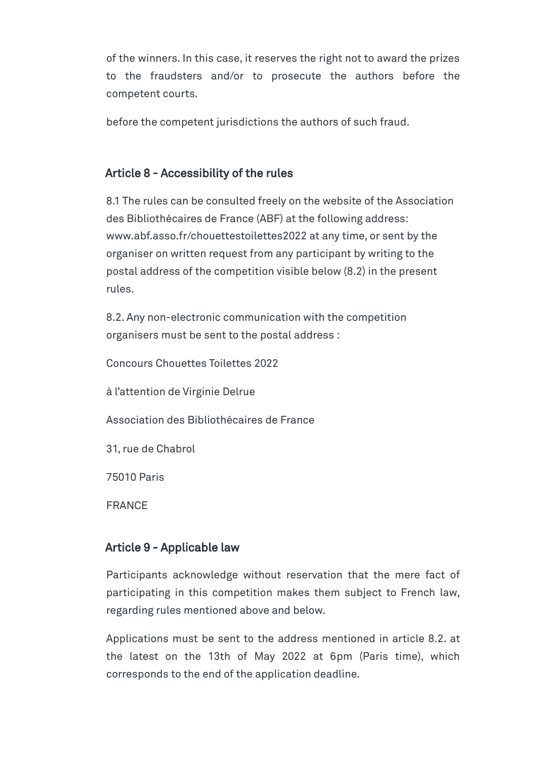of the winners. In this case, it reserves the right not to award the prizes to the fraudsters and/or to prosecute the authors before the competent courts.

before the competent jurisdictions the authors of such fraud.

## Article 8 - Accessibility of the rules

8.1 The rules can be consulted freely on the website of the Association des Bibliothécaires de France (ABF) at the following address: www.abf.asso.fr/chouettestoilettes2022 at any time, or sent by the organiser on written request from any participant by writing to the postal address of the competition visible below (8.2) in the present rules.

8.2. Any non-electronic communication with the competition organisers must be sent to the postal address :

Concours Chouettes Toilettes 2022

à l'attention de Virginie Delrue

Association des Bibliothécaires de France

31, rue de Chabrol

75010 Paris

FRANCE

## Article 9 - Applicable law

Participants acknowledge without reservation that the mere fact of participating in this competition makes them subject to French law, regarding rules mentioned above and below.

Applications must be sent to the address mentioned in article 8.2. at the latest on the 13th of May 2022 at 6pm (Paris time), which corresponds to the end of the application deadline.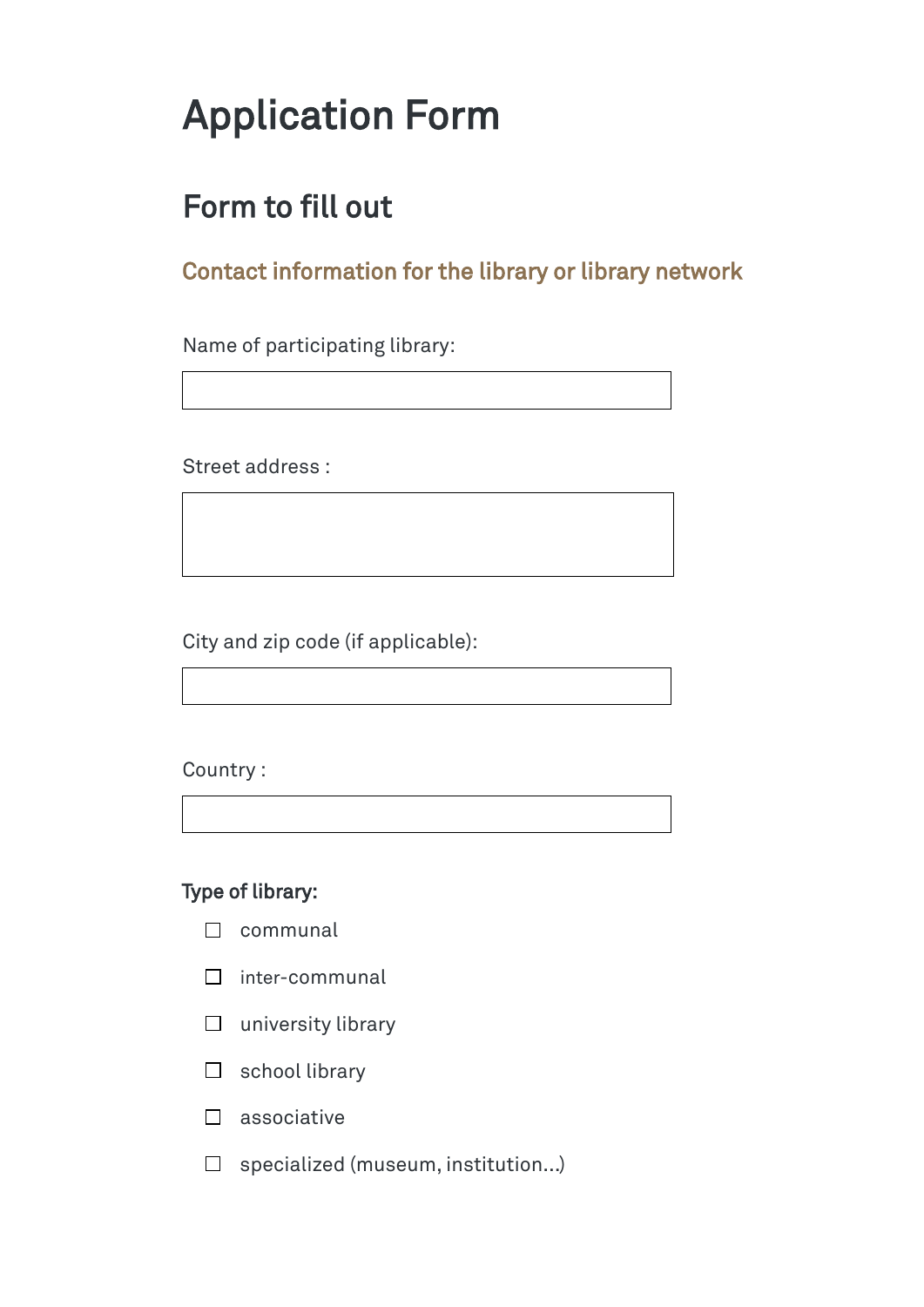# Application Form

## Form to fill out

### Contact information for the library or library network

Name of participating library:

Street address :

City and zip code (if applicable):

Country :

**Type of library:**

- ☐ communal
- ☐ inter-communal
- ☐ university library
- ☐ school library
- ☐ associative
- ☐ specialized (museum, institution…)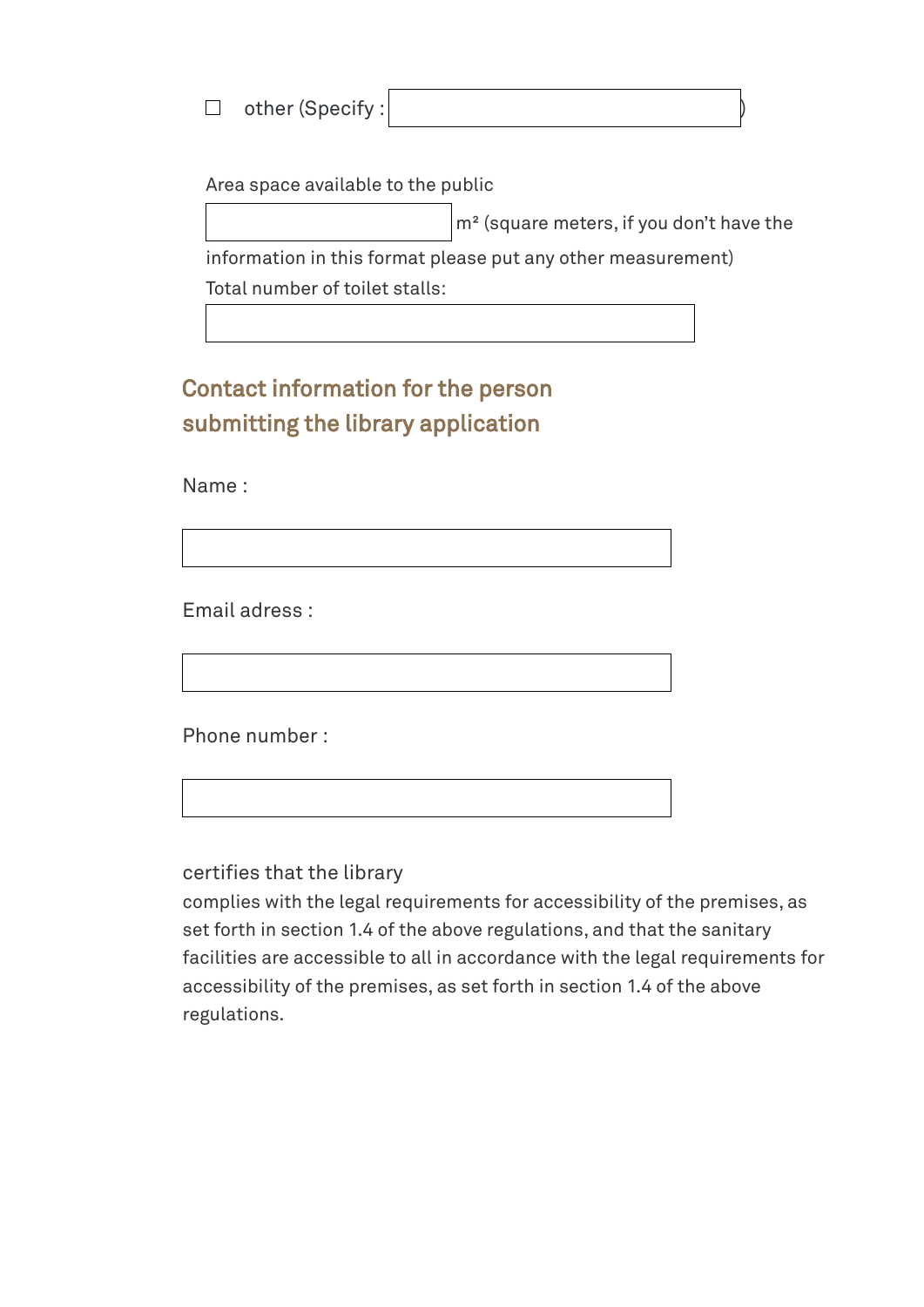☐ other (Specify : ____________________)

Area space available to the public

____________________ m² (square meters, if you don't have the information in this format please put any other measurement)

Total number of toilet stalls:

____________________

## Contact information for the person submitting the library application

Name :

____________________

Email adress :

____________________

Phone number :

____________________

certifies that the library
complies with the legal requirements for accessibility of the premises, as set forth in section 1.4 of the above regulations, and that the sanitary facilities are accessible to all in accordance with the legal requirements for accessibility of the premises, as set forth in section 1.4 of the above regulations.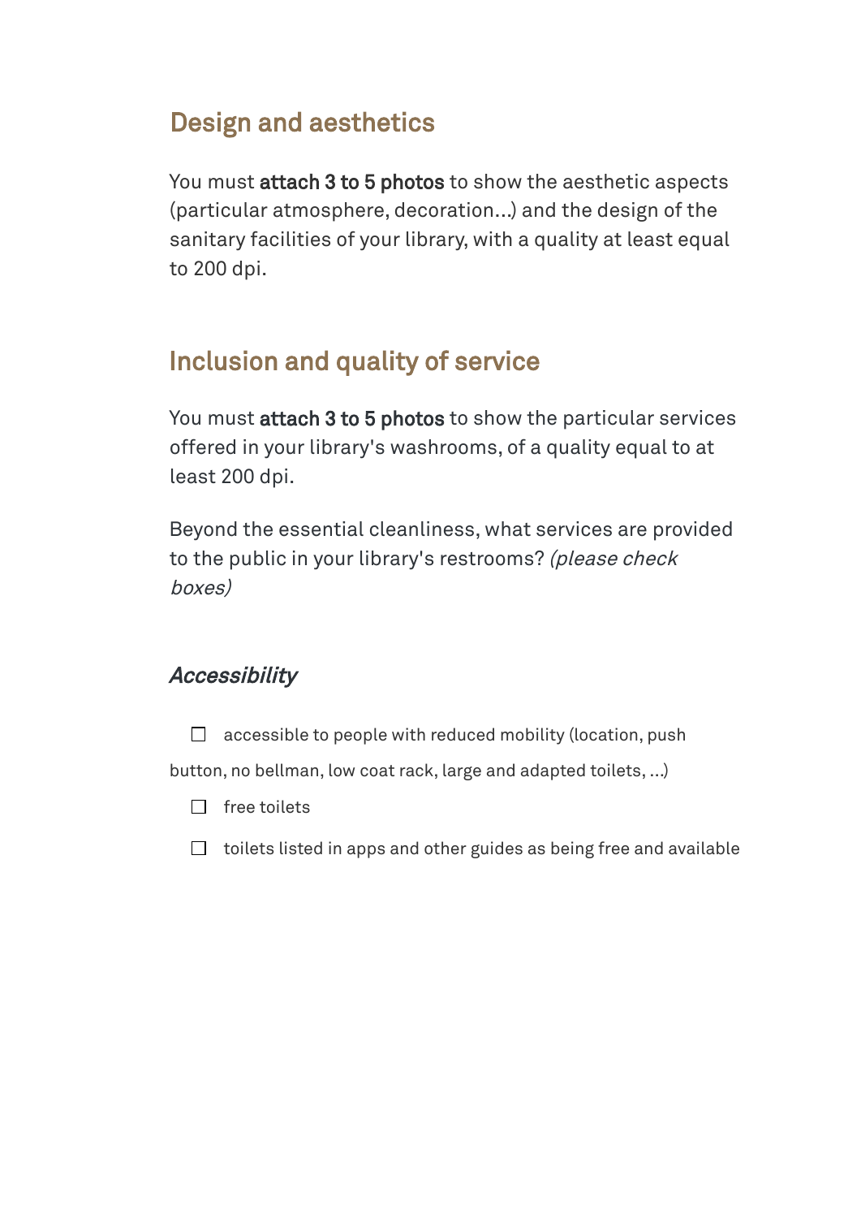## Design and aesthetics

You must **attach 3 to 5 photos** to show the aesthetic aspects (particular atmosphere, decoration...) and the design of the sanitary facilities of your library, with a quality at least equal to 200 dpi.

## Inclusion and quality of service

You must **attach 3 to 5 photos** to show the particular services offered in your library's washrooms, of a quality equal to at least 200 dpi.

Beyond the essential cleanliness, what services are provided to the public in your library's restrooms? *(please check boxes)*

### *Accessibility*

- ☐ accessible to people with reduced mobility (location, push button, no bellman, low coat rack, large and adapted toilets, ...)
- ☐ free toilets
- ☐ toilets listed in apps and other guides as being free and available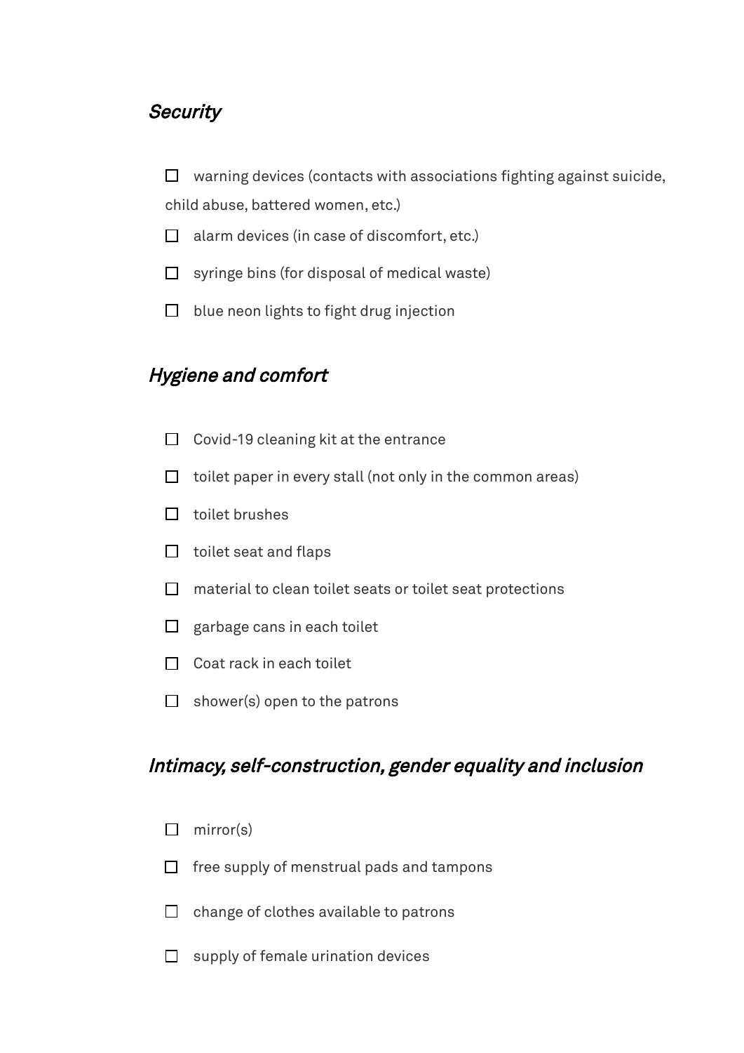## *Security*

- [ ] warning devices (contacts with associations fighting against suicide, child abuse, battered women, etc.)
- [ ] alarm devices (in case of discomfort, etc.)
- [ ] syringe bins (for disposal of medical waste)
- [ ] blue neon lights to fight drug injection

## *Hygiene and comfort*

- [ ] Covid-19 cleaning kit at the entrance
- [ ] toilet paper in every stall (not only in the common areas)
- [ ] toilet brushes
- [ ] toilet seat and flaps
- [ ] material to clean toilet seats or toilet seat protections
- [ ] garbage cans in each toilet
- [ ] Coat rack in each toilet
- [ ] shower(s) open to the patrons

## *Intimacy, self-construction, gender equality and inclusion*

- [ ] mirror(s)
- [ ] free supply of menstrual pads and tampons
- [ ] change of clothes available to patrons
- [ ] supply of female urination devices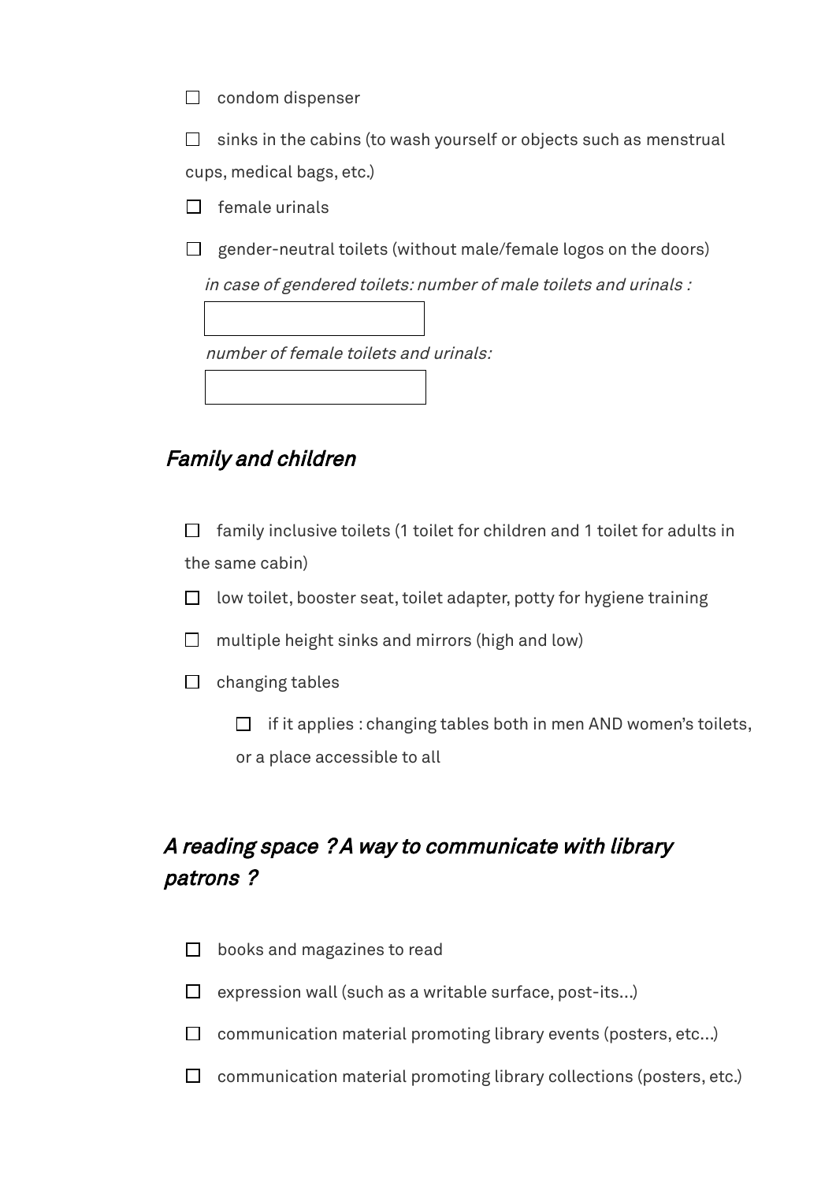- [ ] condom dispenser
- [ ] sinks in the cabins (to wash yourself or objects such as menstrual cups, medical bags, etc.)
- [ ] female urinals
- [ ] gender-neutral toilets (without male/female logos on the doors)

*in case of gendered toilets: number of male toilets and urinals :*

\_\_\_\_\_\_\_\_\_\_\_\_\_\_\_\_

*number of female toilets and urinals:*

\_\_\_\_\_\_\_\_\_\_\_\_\_\_\_\_

## *Family and children*

- [ ] family inclusive toilets (1 toilet for children and 1 toilet for adults in the same cabin)
- [ ] low toilet, booster seat, toilet adapter, potty for hygiene training
- [ ] multiple height sinks and mirrors (high and low)
- [ ] changing tables
    - [ ] if it applies : changing tables both in men AND women's toilets, or a place accessible to all

## *A reading space ? A way to communicate with library patrons ?*

- [ ] books and magazines to read
- [ ] expression wall (such as a writable surface, post-its...)
- [ ] communication material promoting library events (posters, etc...)
- [ ] communication material promoting library collections (posters, etc.)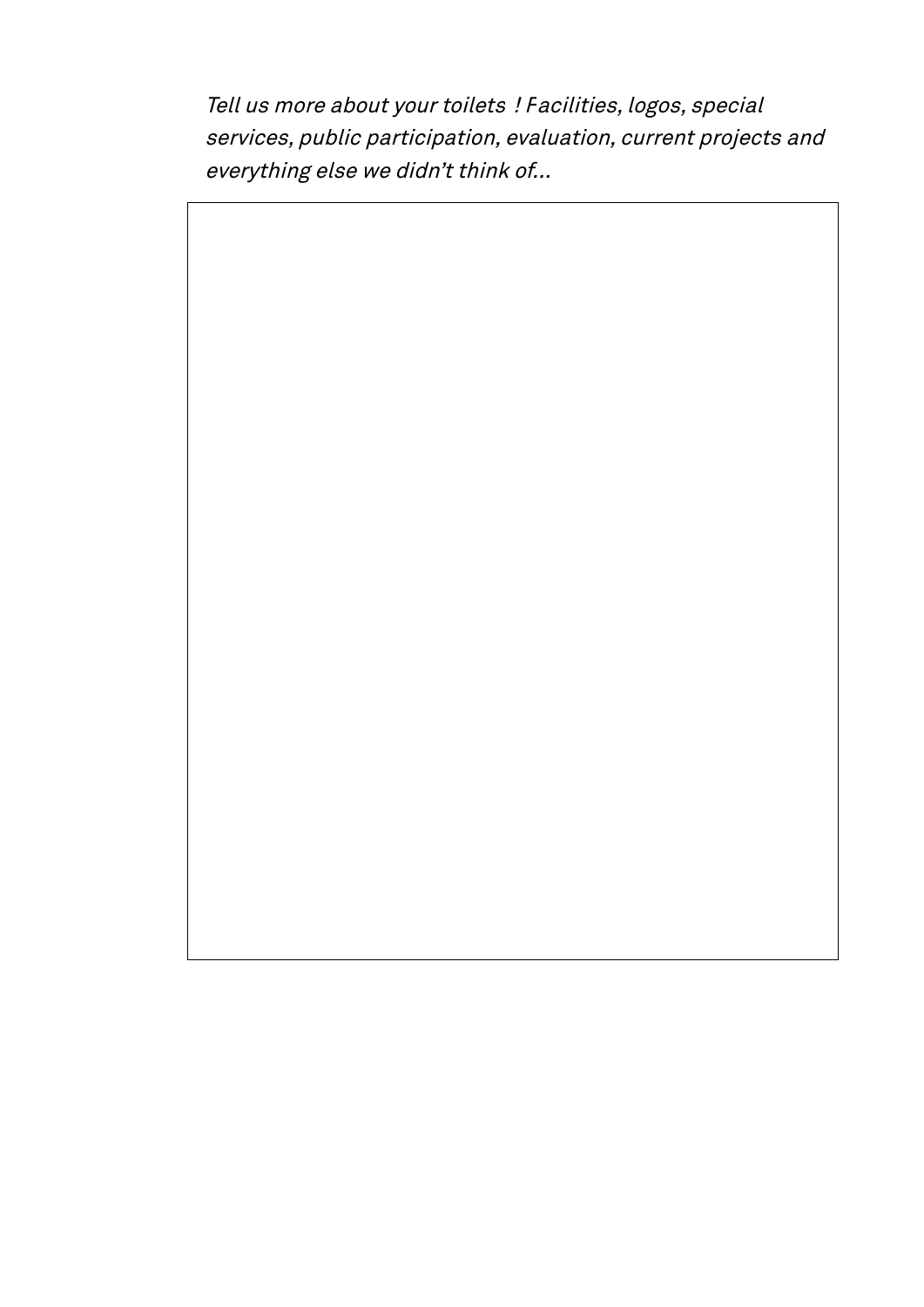*Tell us more about your toilets ! Facilities, logos, special services, public participation, evaluation, current projects and everything else we didn't think of...*